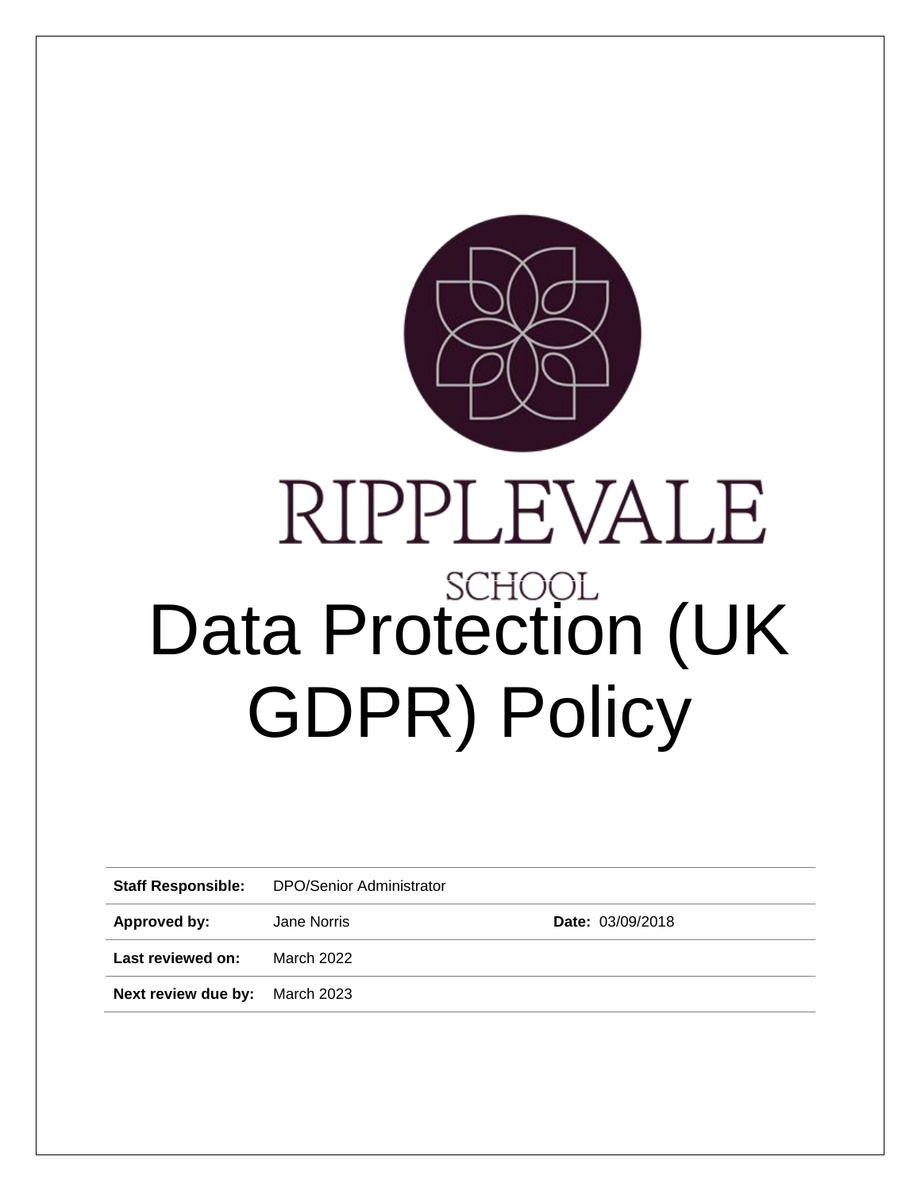RIPPLEVALE

SCHOOL

# Data Protection (UK GDPR) Policy

| | | | |
|---|---|---|---|
| **Staff Responsible:** | DPO/Senior Administrator | | |
| **Approved by:** | Jane Norris | **Date:** | 03/09/2018 |
| **Last reviewed on:** | March 2022 | | |
| **Next review due by:** | March 2023 | | |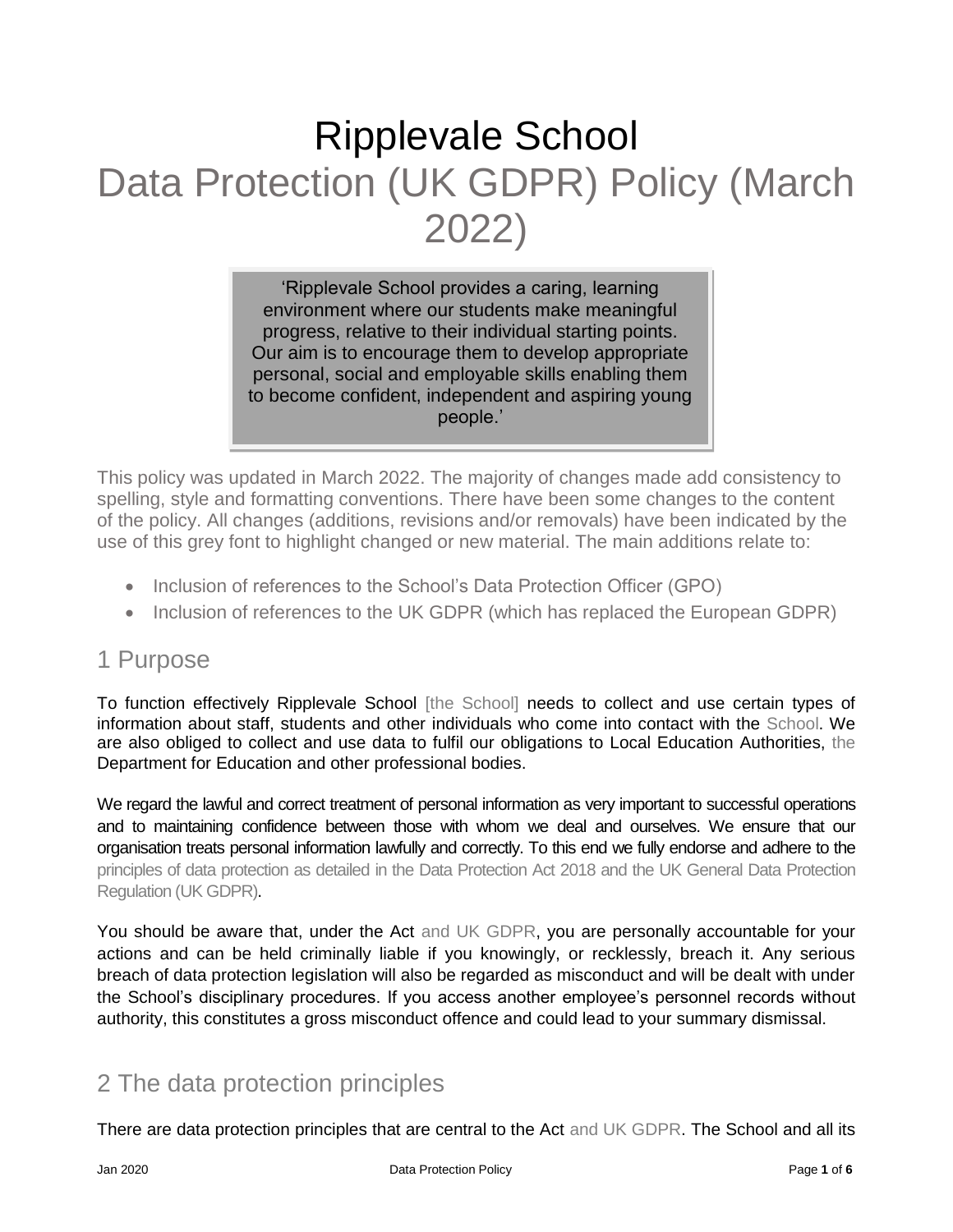# Ripplevale School

# Data Protection (UK GDPR) Policy (March 2022)

> 'Ripplevale School provides a caring, learning environment where our students make meaningful progress, relative to their individual starting points. Our aim is to encourage them to develop appropriate personal, social and employable skills enabling them to become confident, independent and aspiring young people.'

This policy was updated in March 2022. The majority of changes made add consistency to spelling, style and formatting conventions. There have been some changes to the content of the policy. All changes (additions, revisions and/or removals) have been indicated by the use of this grey font to highlight changed or new material. The main additions relate to:

- Inclusion of references to the School's Data Protection Officer (GPO)
- Inclusion of references to the UK GDPR (which has replaced the European GDPR)

## 1 Purpose

To function effectively Ripplevale School [the School] needs to collect and use certain types of information about staff, students and other individuals who come into contact with the School. We are also obliged to collect and use data to fulfil our obligations to Local Education Authorities, the Department for Education and other professional bodies.

We regard the lawful and correct treatment of personal information as very important to successful operations and to maintaining confidence between those with whom we deal and ourselves. We ensure that our organisation treats personal information lawfully and correctly. To this end we fully endorse and adhere to the principles of data protection as detailed in the Data Protection Act 2018 and the UK General Data Protection Regulation (UK GDPR).

You should be aware that, under the Act and UK GDPR, you are personally accountable for your actions and can be held criminally liable if you knowingly, or recklessly, breach it. Any serious breach of data protection legislation will also be regarded as misconduct and will be dealt with under the School's disciplinary procedures. If you access another employee's personnel records without authority, this constitutes a gross misconduct offence and could lead to your summary dismissal.

## 2 The data protection principles

There are data protection principles that are central to the Act and UK GDPR. The School and all its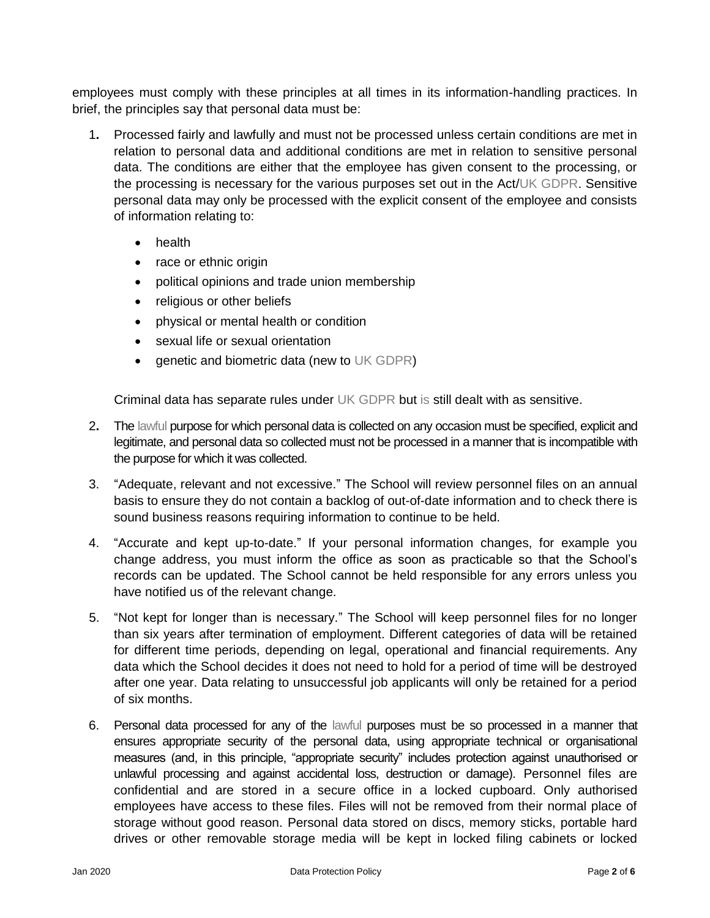employees must comply with these principles at all times in its information-handling practices. In brief, the principles say that personal data must be:

1. Processed fairly and lawfully and must not be processed unless certain conditions are met in relation to personal data and additional conditions are met in relation to sensitive personal data. The conditions are either that the employee has given consent to the processing, or the processing is necessary for the various purposes set out in the Act/UK GDPR. Sensitive personal data may only be processed with the explicit consent of the employee and consists of information relating to:

   - health
   - race or ethnic origin
   - political opinions and trade union membership
   - religious or other beliefs
   - physical or mental health or condition
   - sexual life or sexual orientation
   - genetic and biometric data (new to UK GDPR)

   Criminal data has separate rules under UK GDPR but is still dealt with as sensitive.

2. The lawful purpose for which personal data is collected on any occasion must be specified, explicit and legitimate, and personal data so collected must not be processed in a manner that is incompatible with the purpose for which it was collected.

3. "Adequate, relevant and not excessive." The School will review personnel files on an annual basis to ensure they do not contain a backlog of out-of-date information and to check there is sound business reasons requiring information to continue to be held.

4. "Accurate and kept up-to-date." If your personal information changes, for example you change address, you must inform the office as soon as practicable so that the School's records can be updated. The School cannot be held responsible for any errors unless you have notified us of the relevant change.

5. "Not kept for longer than is necessary." The School will keep personnel files for no longer than six years after termination of employment. Different categories of data will be retained for different time periods, depending on legal, operational and financial requirements. Any data which the School decides it does not need to hold for a period of time will be destroyed after one year. Data relating to unsuccessful job applicants will only be retained for a period of six months.

6. Personal data processed for any of the lawful purposes must be so processed in a manner that ensures appropriate security of the personal data, using appropriate technical or organisational measures (and, in this principle, "appropriate security" includes protection against unauthorised or unlawful processing and against accidental loss, destruction or damage). Personnel files are confidential and are stored in a secure office in a locked cupboard. Only authorised employees have access to these files. Files will not be removed from their normal place of storage without good reason. Personal data stored on discs, memory sticks, portable hard drives or other removable storage media will be kept in locked filing cabinets or locked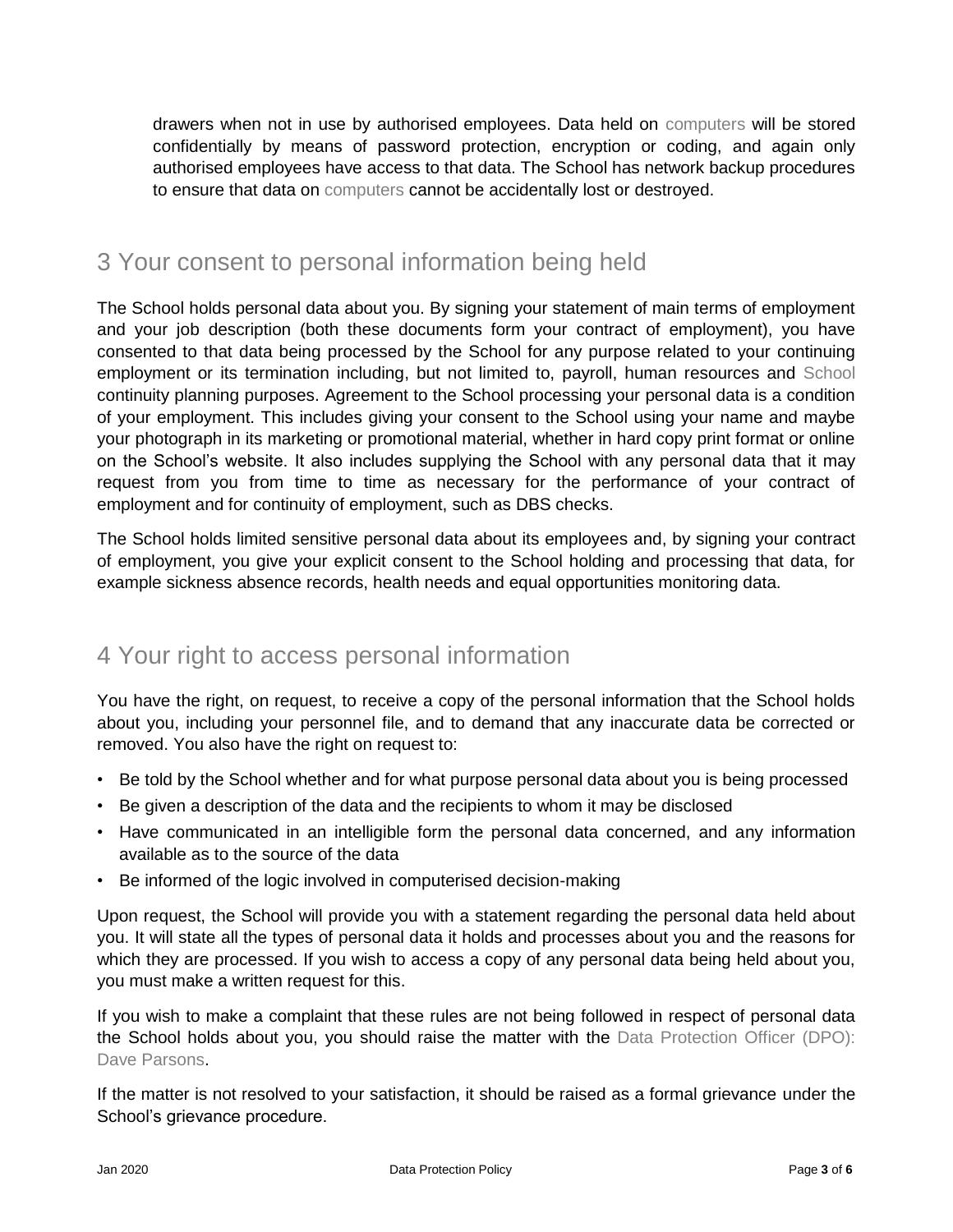drawers when not in use by authorised employees. Data held on computers will be stored confidentially by means of password protection, encryption or coding, and again only authorised employees have access to that data. The School has network backup procedures to ensure that data on computers cannot be accidentally lost or destroyed.

## 3 Your consent to personal information being held

The School holds personal data about you. By signing your statement of main terms of employment and your job description (both these documents form your contract of employment), you have consented to that data being processed by the School for any purpose related to your continuing employment or its termination including, but not limited to, payroll, human resources and School continuity planning purposes. Agreement to the School processing your personal data is a condition of your employment. This includes giving your consent to the School using your name and maybe your photograph in its marketing or promotional material, whether in hard copy print format or online on the School's website. It also includes supplying the School with any personal data that it may request from you from time to time as necessary for the performance of your contract of employment and for continuity of employment, such as DBS checks.

The School holds limited sensitive personal data about its employees and, by signing your contract of employment, you give your explicit consent to the School holding and processing that data, for example sickness absence records, health needs and equal opportunities monitoring data.

## 4 Your right to access personal information

You have the right, on request, to receive a copy of the personal information that the School holds about you, including your personnel file, and to demand that any inaccurate data be corrected or removed. You also have the right on request to:

- Be told by the School whether and for what purpose personal data about you is being processed
- Be given a description of the data and the recipients to whom it may be disclosed
- Have communicated in an intelligible form the personal data concerned, and any information available as to the source of the data
- Be informed of the logic involved in computerised decision-making

Upon request, the School will provide you with a statement regarding the personal data held about you. It will state all the types of personal data it holds and processes about you and the reasons for which they are processed. If you wish to access a copy of any personal data being held about you, you must make a written request for this.

If you wish to make a complaint that these rules are not being followed in respect of personal data the School holds about you, you should raise the matter with the Data Protection Officer (DPO): Dave Parsons.

If the matter is not resolved to your satisfaction, it should be raised as a formal grievance under the School's grievance procedure.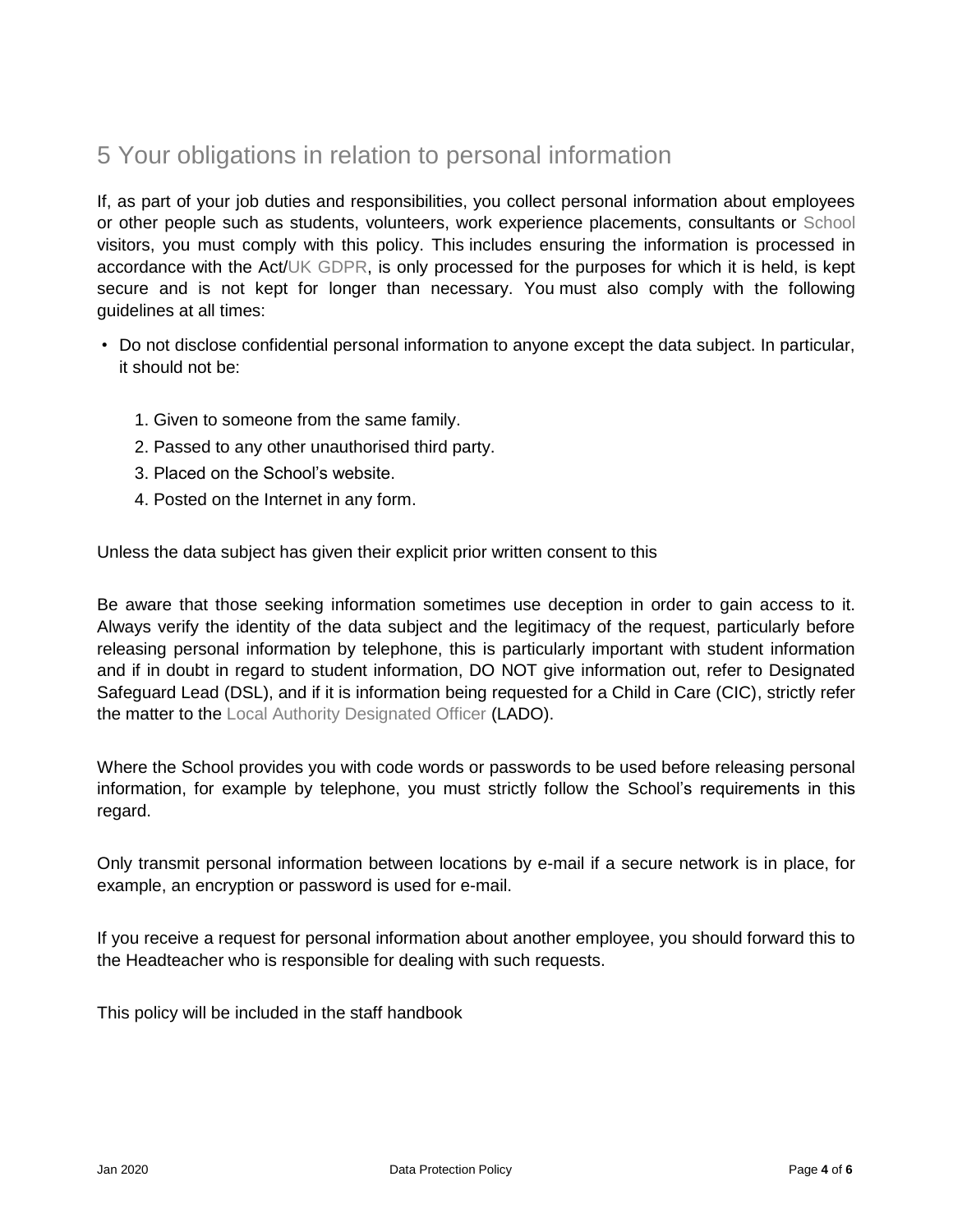## 5 Your obligations in relation to personal information

If, as part of your job duties and responsibilities, you collect personal information about employees or other people such as students, volunteers, work experience placements, consultants or School visitors, you must comply with this policy. This includes ensuring the information is processed in accordance with the Act/UK GDPR, is only processed for the purposes for which it is held, is kept secure and is not kept for longer than necessary. You must also comply with the following guidelines at all times:

- Do not disclose confidential personal information to anyone except the data subject. In particular, it should not be:

  1. Given to someone from the same family.
  2. Passed to any other unauthorised third party.
  3. Placed on the School's website.
  4. Posted on the Internet in any form.

Unless the data subject has given their explicit prior written consent to this

Be aware that those seeking information sometimes use deception in order to gain access to it. Always verify the identity of the data subject and the legitimacy of the request, particularly before releasing personal information by telephone, this is particularly important with student information and if in doubt in regard to student information, DO NOT give information out, refer to Designated Safeguard Lead (DSL), and if it is information being requested for a Child in Care (CIC), strictly refer the matter to the Local Authority Designated Officer (LADO).

Where the School provides you with code words or passwords to be used before releasing personal information, for example by telephone, you must strictly follow the School's requirements in this regard.

Only transmit personal information between locations by e-mail if a secure network is in place, for example, an encryption or password is used for e-mail.

If you receive a request for personal information about another employee, you should forward this to the Headteacher who is responsible for dealing with such requests.

This policy will be included in the staff handbook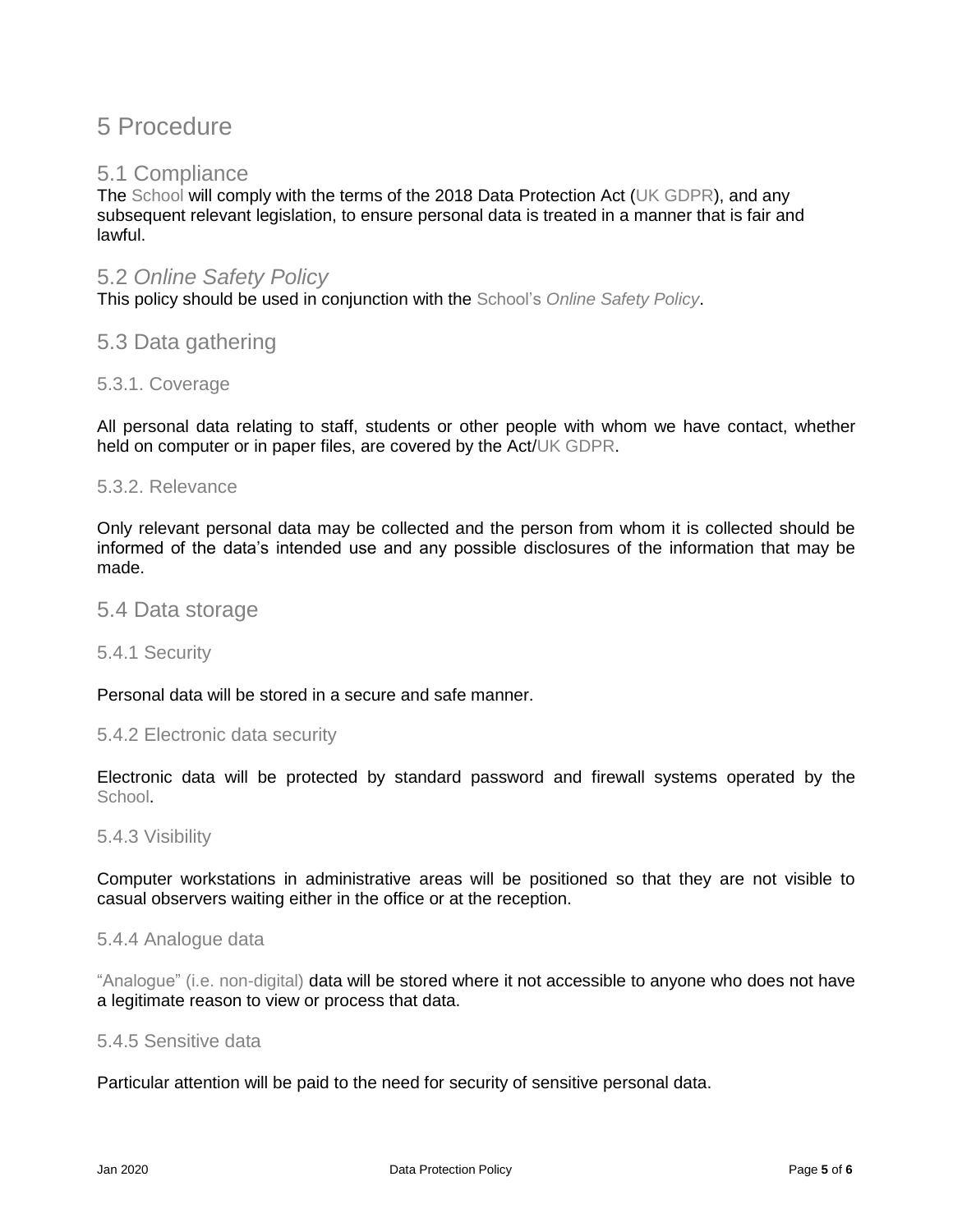# 5 Procedure

## 5.1 Compliance

The School will comply with the terms of the 2018 Data Protection Act (UK GDPR), and any subsequent relevant legislation, to ensure personal data is treated in a manner that is fair and lawful.

## 5.2 *Online Safety Policy*

This policy should be used in conjunction with the School's *Online Safety Policy*.

## 5.3 Data gathering

### 5.3.1. Coverage

All personal data relating to staff, students or other people with whom we have contact, whether held on computer or in paper files, are covered by the Act/UK GDPR.

### 5.3.2. Relevance

Only relevant personal data may be collected and the person from whom it is collected should be informed of the data's intended use and any possible disclosures of the information that may be made.

## 5.4 Data storage

### 5.4.1 Security

Personal data will be stored in a secure and safe manner.

### 5.4.2 Electronic data security

Electronic data will be protected by standard password and firewall systems operated by the School.

### 5.4.3 Visibility

Computer workstations in administrative areas will be positioned so that they are not visible to casual observers waiting either in the office or at the reception.

### 5.4.4 Analogue data

"Analogue" (i.e. non-digital) data will be stored where it not accessible to anyone who does not have a legitimate reason to view or process that data.

### 5.4.5 Sensitive data

Particular attention will be paid to the need for security of sensitive personal data.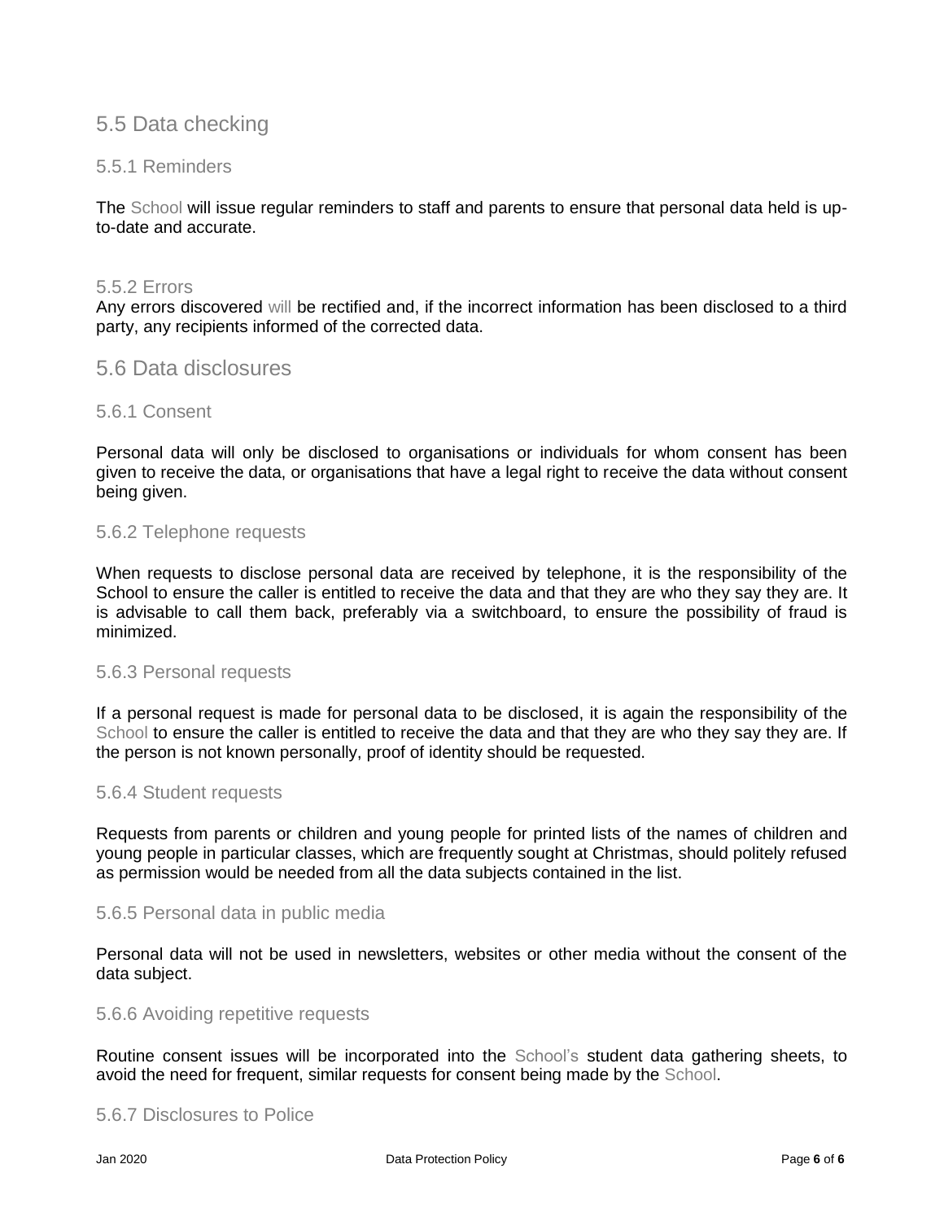## 5.5 Data checking

### 5.5.1 Reminders

The School will issue regular reminders to staff and parents to ensure that personal data held is up-to-date and accurate.

### 5.5.2 Errors

Any errors discovered will be rectified and, if the incorrect information has been disclosed to a third party, any recipients informed of the corrected data.

## 5.6 Data disclosures

### 5.6.1 Consent

Personal data will only be disclosed to organisations or individuals for whom consent has been given to receive the data, or organisations that have a legal right to receive the data without consent being given.

### 5.6.2 Telephone requests

When requests to disclose personal data are received by telephone, it is the responsibility of the School to ensure the caller is entitled to receive the data and that they are who they say they are. It is advisable to call them back, preferably via a switchboard, to ensure the possibility of fraud is minimized.

### 5.6.3 Personal requests

If a personal request is made for personal data to be disclosed, it is again the responsibility of the School to ensure the caller is entitled to receive the data and that they are who they say they are. If the person is not known personally, proof of identity should be requested.

### 5.6.4 Student requests

Requests from parents or children and young people for printed lists of the names of children and young people in particular classes, which are frequently sought at Christmas, should politely refused as permission would be needed from all the data subjects contained in the list.

### 5.6.5 Personal data in public media

Personal data will not be used in newsletters, websites or other media without the consent of the data subject.

### 5.6.6 Avoiding repetitive requests

Routine consent issues will be incorporated into the School's student data gathering sheets, to avoid the need for frequent, similar requests for consent being made by the School.

### 5.6.7 Disclosures to Police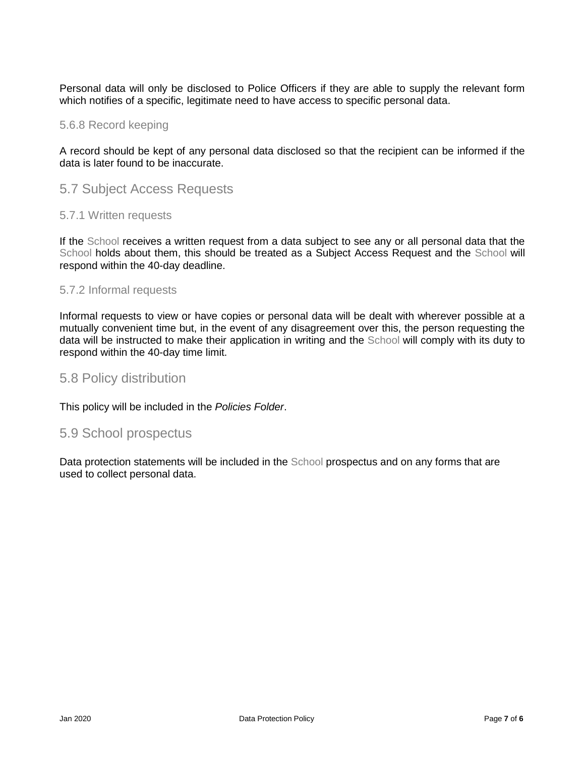Personal data will only be disclosed to Police Officers if they are able to supply the relevant form which notifies of a specific, legitimate need to have access to specific personal data.

#### 5.6.8 Record keeping

A record should be kept of any personal data disclosed so that the recipient can be informed if the data is later found to be inaccurate.

### 5.7 Subject Access Requests

#### 5.7.1 Written requests

If the School receives a written request from a data subject to see any or all personal data that the School holds about them, this should be treated as a Subject Access Request and the School will respond within the 40-day deadline.

#### 5.7.2 Informal requests

Informal requests to view or have copies or personal data will be dealt with wherever possible at a mutually convenient time but, in the event of any disagreement over this, the person requesting the data will be instructed to make their application in writing and the School will comply with its duty to respond within the 40-day time limit.

### 5.8 Policy distribution

This policy will be included in the *Policies Folder*.

### 5.9 School prospectus

Data protection statements will be included in the School prospectus and on any forms that are used to collect personal data.